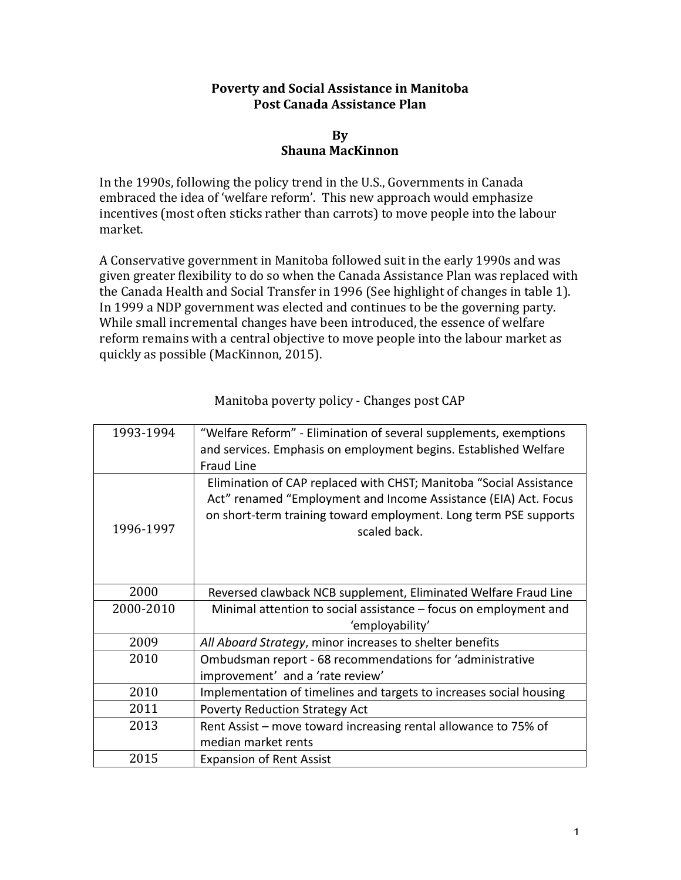# Poverty and Social Assistance in Manitoba
## Post Canada Assistance Plan

**By**
**Shauna MacKinnon**

In the 1990s, following the policy trend in the U.S., Governments in Canada embraced the idea of 'welfare reform'. This new approach would emphasize incentives (most often sticks rather than carrots) to move people into the labour market.

A Conservative government in Manitoba followed suit in the early 1990s and was given greater flexibility to do so when the Canada Assistance Plan was replaced with the Canada Health and Social Transfer in 1996 (See highlight of changes in table 1). In 1999 a NDP government was elected and continues to be the governing party. While small incremental changes have been introduced, the essence of welfare reform remains with a central objective to move people into the labour market as quickly as possible (MacKinnon, 2015).

Manitoba poverty policy - Changes post CAP

| Year | Change |
|---|---|
| 1993-1994 | "Welfare Reform" - Elimination of several supplements, exemptions and services. Emphasis on employment begins. Established Welfare Fraud Line |
| 1996-1997 | Elimination of CAP replaced with CHST; Manitoba "Social Assistance Act" renamed "Employment and Income Assistance (EIA) Act. Focus on short-term training toward employment. Long term PSE supports scaled back. |
| 2000 | Reversed clawback NCB supplement, Eliminated Welfare Fraud Line |
| 2000-2010 | Minimal attention to social assistance – focus on employment and 'employability' |
| 2009 | *All Aboard Strategy*, minor increases to shelter benefits |
| 2010 | Ombudsman report - 68 recommendations for 'administrative improvement' and a 'rate review' |
| 2010 | Implementation of timelines and targets to increases social housing |
| 2011 | Poverty Reduction Strategy Act |
| 2013 | Rent Assist – move toward increasing rental allowance to 75% of median market rents |
| 2015 | Expansion of Rent Assist |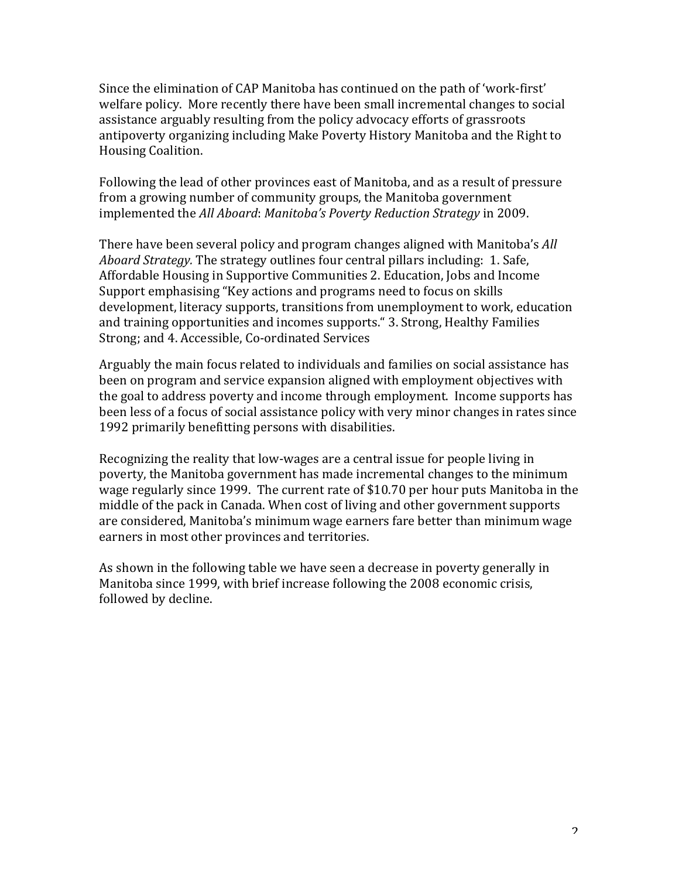Since the elimination of CAP Manitoba has continued on the path of 'work-first' welfare policy. More recently there have been small incremental changes to social assistance arguably resulting from the policy advocacy efforts of grassroots antipoverty organizing including Make Poverty History Manitoba and the Right to Housing Coalition.

Following the lead of other provinces east of Manitoba, and as a result of pressure from a growing number of community groups, the Manitoba government implemented the *All Aboard*: *Manitoba's Poverty Reduction Strategy* in 2009.

There have been several policy and program changes aligned with Manitoba's *All Aboard Strategy.* The strategy outlines four central pillars including: 1. Safe, Affordable Housing in Supportive Communities 2. Education, Jobs and Income Support emphasising "Key actions and programs need to focus on skills development, literacy supports, transitions from unemployment to work, education and training opportunities and incomes supports." 3. Strong, Healthy Families Strong; and 4. Accessible, Co-ordinated Services

Arguably the main focus related to individuals and families on social assistance has been on program and service expansion aligned with employment objectives with the goal to address poverty and income through employment. Income supports has been less of a focus of social assistance policy with very minor changes in rates since 1992 primarily benefitting persons with disabilities.

Recognizing the reality that low-wages are a central issue for people living in poverty, the Manitoba government has made incremental changes to the minimum wage regularly since 1999. The current rate of $10.70 per hour puts Manitoba in the middle of the pack in Canada. When cost of living and other government supports are considered, Manitoba's minimum wage earners fare better than minimum wage earners in most other provinces and territories.

As shown in the following table we have seen a decrease in poverty generally in Manitoba since 1999, with brief increase following the 2008 economic crisis, followed by decline.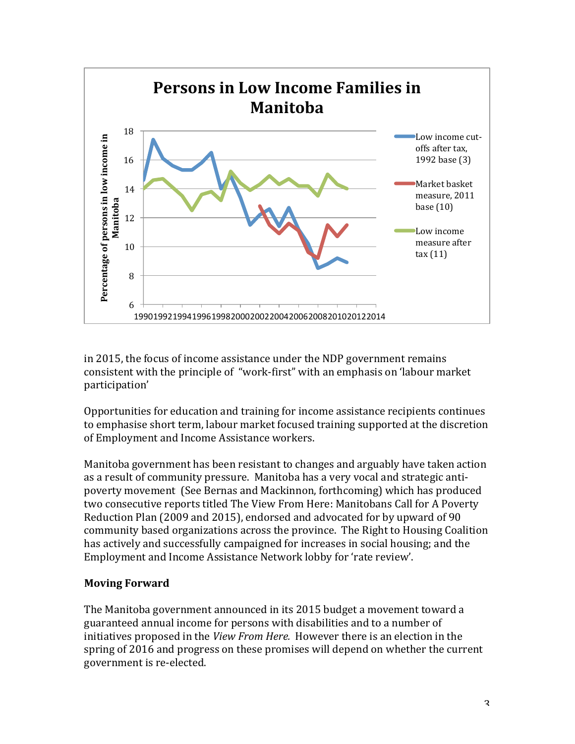**Persons in Low Income Families in Manitoba**

Percentage of persons in low income in Manitoba

- Low income cut-offs after tax, 1992 base (3)
- Market basket measure, 2011 base (10)
- Low income measure after tax (11)

in 2015, the focus of income assistance under the NDP government remains consistent with the principle of "work-first" with an emphasis on 'labour market participation'

Opportunities for education and training for income assistance recipients continues to emphasise short term, labour market focused training supported at the discretion of Employment and Income Assistance workers.

Manitoba government has been resistant to changes and arguably have taken action as a result of community pressure. Manitoba has a very vocal and strategic anti-poverty movement (See Bernas and Mackinnon, forthcoming) which has produced two consecutive reports titled The View From Here: Manitobans Call for A Poverty Reduction Plan (2009 and 2015), endorsed and advocated for by upward of 90 community based organizations across the province. The Right to Housing Coalition has actively and successfully campaigned for increases in social housing; and the Employment and Income Assistance Network lobby for 'rate review'.

**Moving Forward**

The Manitoba government announced in its 2015 budget a movement toward a guaranteed annual income for persons with disabilities and to a number of initiatives proposed in the *View From Here.* However there is an election in the spring of 2016 and progress on these promises will depend on whether the current government is re-elected.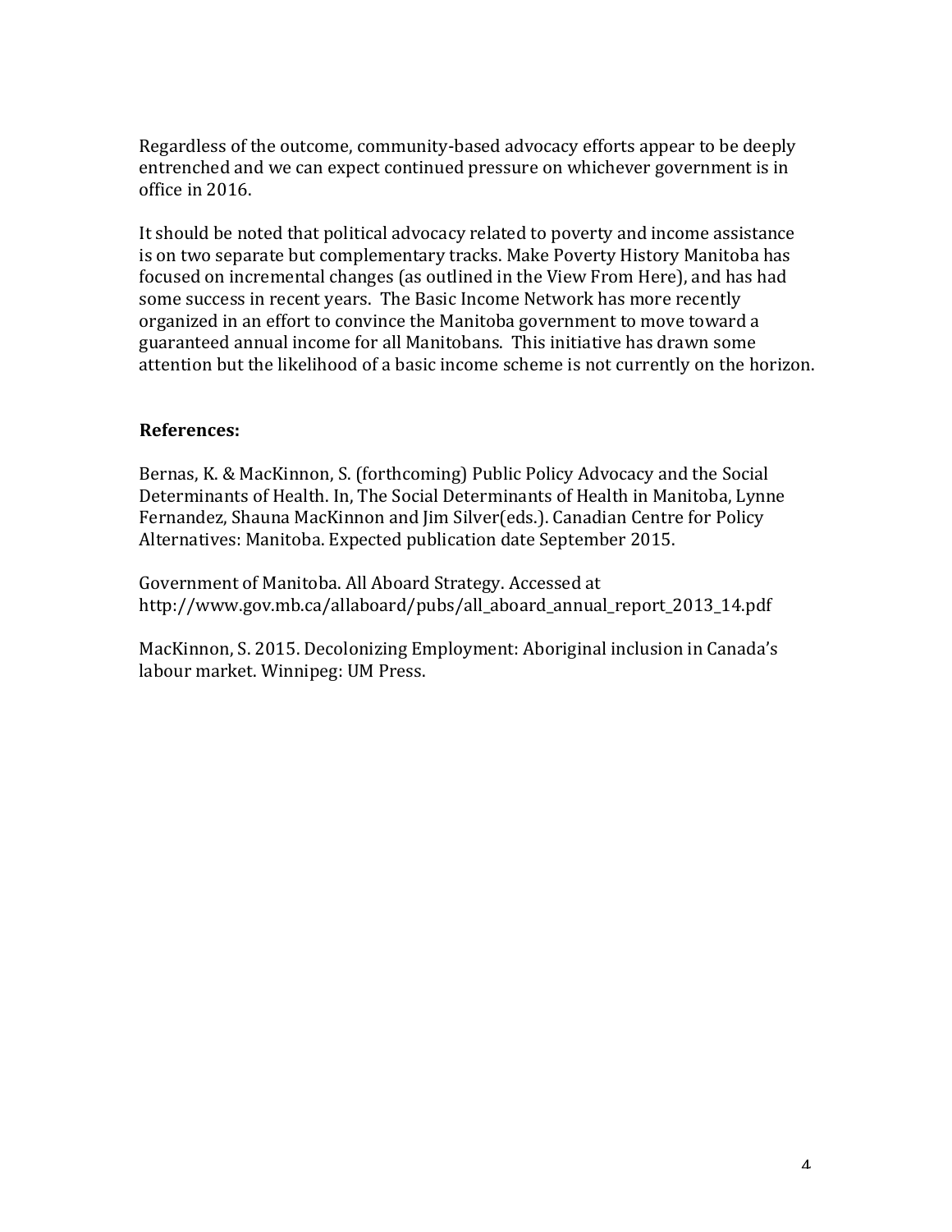Regardless of the outcome, community-based advocacy efforts appear to be deeply entrenched and we can expect continued pressure on whichever government is in office in 2016.

It should be noted that political advocacy related to poverty and income assistance is on two separate but complementary tracks. Make Poverty History Manitoba has focused on incremental changes (as outlined in the View From Here), and has had some success in recent years. The Basic Income Network has more recently organized in an effort to convince the Manitoba government to move toward a guaranteed annual income for all Manitobans. This initiative has drawn some attention but the likelihood of a basic income scheme is not currently on the horizon.

**References:**

Bernas, K. & MacKinnon, S. (forthcoming) Public Policy Advocacy and the Social Determinants of Health. In, The Social Determinants of Health in Manitoba, Lynne Fernandez, Shauna MacKinnon and Jim Silver(eds.). Canadian Centre for Policy Alternatives: Manitoba. Expected publication date September 2015.

Government of Manitoba. All Aboard Strategy. Accessed at http://www.gov.mb.ca/allaboard/pubs/all_aboard_annual_report_2013_14.pdf

MacKinnon, S. 2015. Decolonizing Employment: Aboriginal inclusion in Canada's labour market. Winnipeg: UM Press.